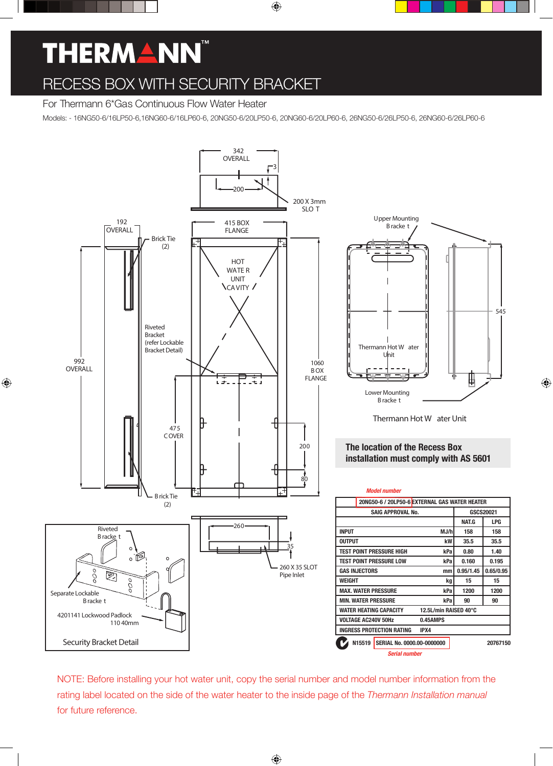# THERMANN™

## RECESS BOX WITH SECURITY BRACKET

For Thermann 6*Gas Continuous Flow Water Heater

Models: - 16NG50-6/16LP50-6,16NG60-6/16LP60-6, 20NG50-6/20LP50-6, 20NG60-6/20LP60-6, 26NG50-6/26LP50-6, 26NG60-6/26LP60-6

342 OVERALL
3
200
200 X 3mm SLOT

192 OVERALL
Brick Tie (2)
415 BOX FLANGE
HOT WATER UNIT CAVITY
Riveted Bracket (refer Lockable Bracket Detail)
992 OVERALL
1060 BOX FLANGE
475 COVER
200
80
Brick Tie (2)

Upper Mounting Bracket
545
Thermann Hot Water Unit
Lower Mounting Bracket
Thermann Hot Water Unit

260
35
260 X 35 SLOT Pipe Inlet

Riveted Bracket
Separate Lockable Bracket
4201141 Lockwood Padlock 110 40mm
Security Bracket Detail

**The location of the Recess Box installation must comply with AS 5601**

*Model number*

| 20NG50-6 / 20LP50-6 EXTERNAL GAS WATER HEATER | | | |
|---|---|---|---|
| SAIG APPROVAL No. | | GSCS20021 | |
| | | NAT.G | LPG |
| INPUT | MJ/h | 158 | 158 |
| OUTPUT | kW | 35.5 | 35.5 |
| TEST POINT PRESSURE HIGH | kPa | 0.80 | 1.40 |
| TEST POINT PRESSURE LOW | kPa | 0.160 | 0.195 |
| GAS INJECTORS | mm | 0.95/1.45 | 0.65/0.95 |
| WEIGHT | kg | 15 | 15 |
| MAX. WATER PRESSURE | kPa | 1200 | 1200 |
| MIN. WATER PRESSURE | kPa | 90 | 90 |
| WATER HEATING CAPACITY | 12.5L/min RAISED 40°C | | |
| VOLTAGE AC240V 50Hz | 0.45AMPS | | |
| INGRESS PROTECTION RATING | IPX4 | | |

N15519 SERIAL No. 0000.00-0000000 20767150

*Serial number*

NOTE: Before installing your hot water unit, copy the serial number and model number information from the rating label located on the side of the water heater to the inside page of the *Thermann Installation manual* for future reference.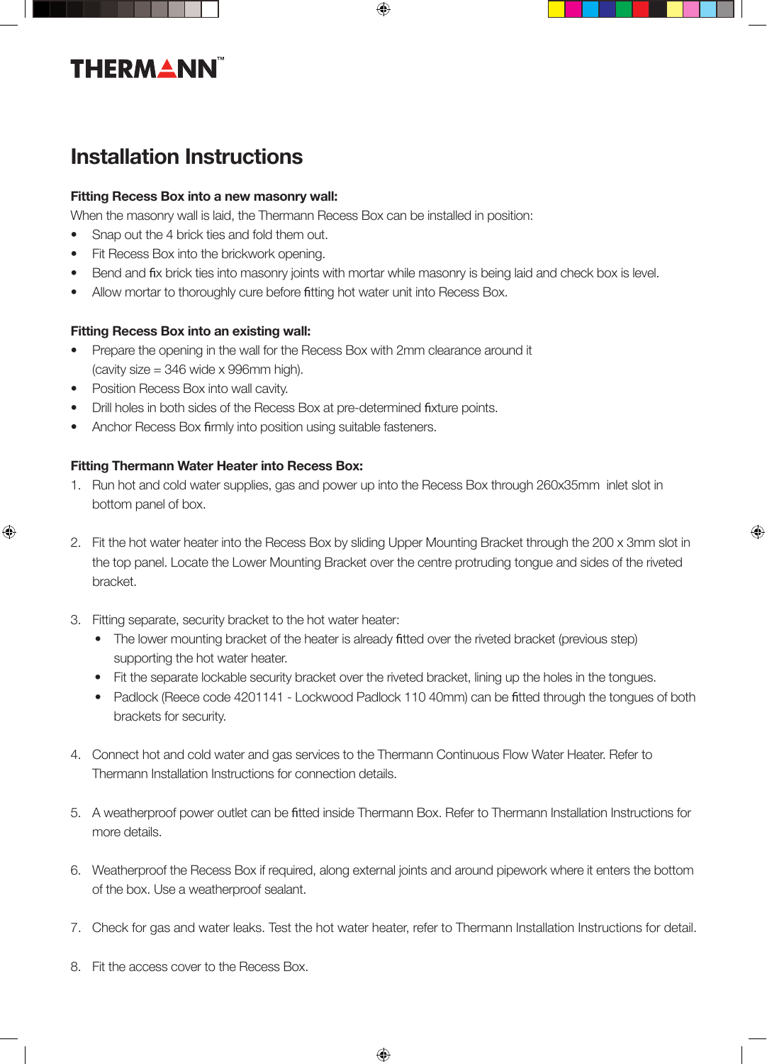THERMANN™

# Installation Instructions

**Fitting Recess Box into a new masonry wall:**

When the masonry wall is laid, the Thermann Recess Box can be installed in position:

- Snap out the 4 brick ties and fold them out.
- Fit Recess Box into the brickwork opening.
- Bend and fix brick ties into masonry joints with mortar while masonry is being laid and check box is level.
- Allow mortar to thoroughly cure before fitting hot water unit into Recess Box.

**Fitting Recess Box into an existing wall:**

- Prepare the opening in the wall for the Recess Box with 2mm clearance around it (cavity size = 346 wide x 996mm high).
- Position Recess Box into wall cavity.
- Drill holes in both sides of the Recess Box at pre-determined fixture points.
- Anchor Recess Box firmly into position using suitable fasteners.

**Fitting Thermann Water Heater into Recess Box:**

1. Run hot and cold water supplies, gas and power up into the Recess Box through 260x35mm inlet slot in bottom panel of box.

2. Fit the hot water heater into the Recess Box by sliding Upper Mounting Bracket through the 200 x 3mm slot in the top panel. Locate the Lower Mounting Bracket over the centre protruding tongue and sides of the riveted bracket.

3. Fitting separate, security bracket to the hot water heater:
   - The lower mounting bracket of the heater is already fitted over the riveted bracket (previous step) supporting the hot water heater.
   - Fit the separate lockable security bracket over the riveted bracket, lining up the holes in the tongues.
   - Padlock (Reece code 4201141 - Lockwood Padlock 110 40mm) can be fitted through the tongues of both brackets for security.

4. Connect hot and cold water and gas services to the Thermann Continuous Flow Water Heater. Refer to Thermann Installation Instructions for connection details.

5. A weatherproof power outlet can be fitted inside Thermann Box. Refer to Thermann Installation Instructions for more details.

6. Weatherproof the Recess Box if required, along external joints and around pipework where it enters the bottom of the box. Use a weatherproof sealant.

7. Check for gas and water leaks. Test the hot water heater, refer to Thermann Installation Instructions for detail.

8. Fit the access cover to the Recess Box.